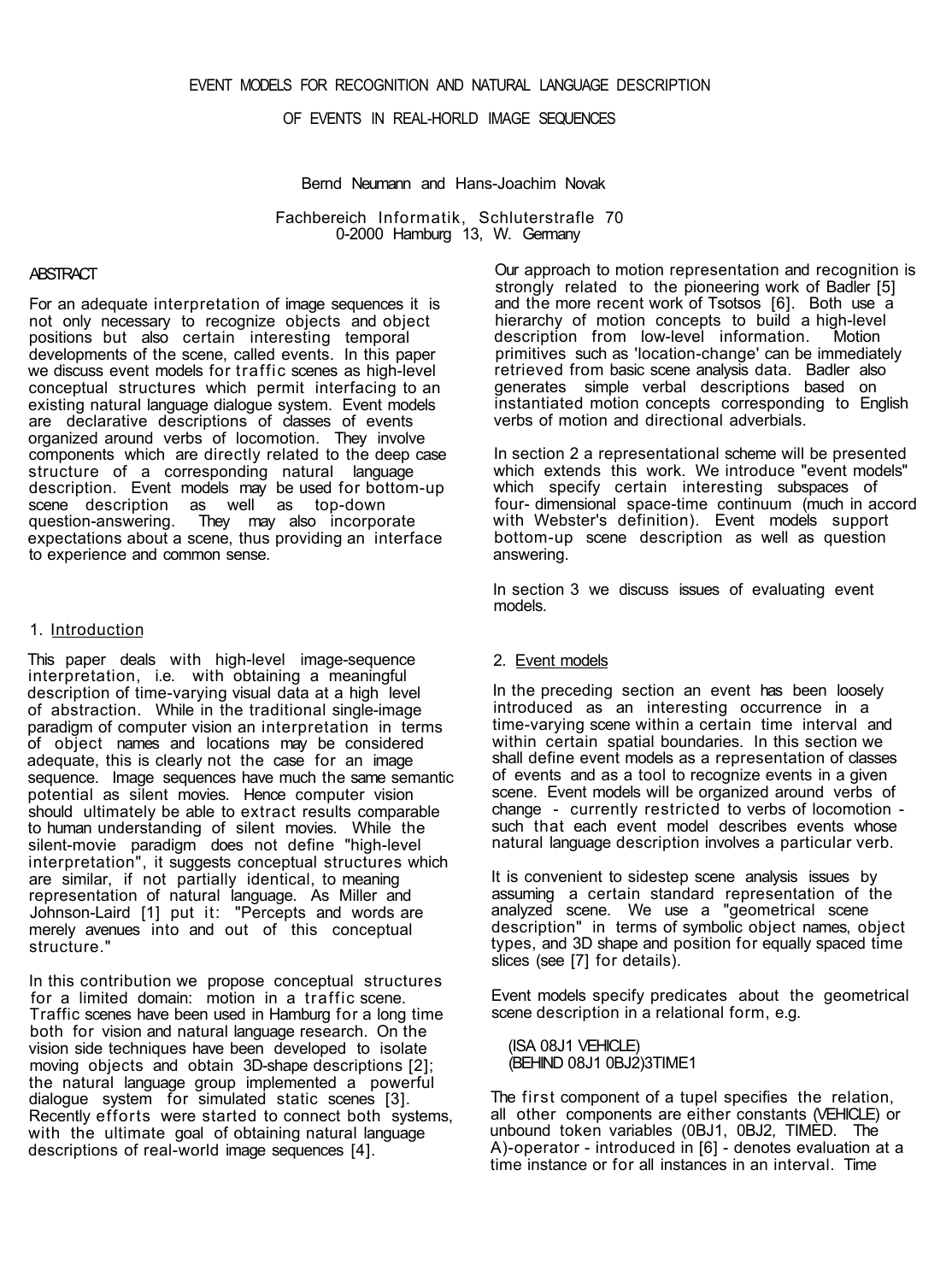# EVENT MODELS FOR RECOGNITION AND NATURAL LANGUAGE DESCRIPTION OF EVENTS IN REAL-HORLD IMAGE SEQUENCES

Bernd Neumann and Hans-Joachim Novak

Fachbereich Informatik, Schluterstrafle 70
0-2000 Hamburg 13, W. Germany

## ABSTRACT

For an adequate interpretation of image sequences it is not only necessary to recognize objects and object positions but also certain interesting temporal developments of the scene, called events. In this paper we discuss event models for traffic scenes as high-level conceptual structures which permit interfacing to an existing natural language dialogue system. Event models are declarative descriptions of classes of events organized around verbs of locomotion. They involve components which are directly related to the deep case structure of a corresponding natural language description. Event models may be used for bottom-up scene description as well as top-down question-answering. They may also incorporate expectations about a scene, thus providing an interface to experience and common sense.

## 1. Introduction

This paper deals with high-level image-sequence interpretation, i.e. with obtaining a meaningful description of time-varying visual data at a high level of abstraction. While in the traditional single-image paradigm of computer vision an interpretation in terms of object names and locations may be considered adequate, this is clearly not the case for an image sequence. Image sequences have much the same semantic potential as silent movies. Hence computer vision should ultimately be able to extract results comparable to human understanding of silent movies. While the silent-movie paradigm does not define "high-level interpretation", it suggests conceptual structures which are similar, if not partially identical, to meaning representation of natural language. As Miller and Johnson-Laird [1] put it: "Percepts and words are merely avenues into and out of this conceptual structure."

In this contribution we propose conceptual structures for a limited domain: motion in a traffic scene. Traffic scenes have been used in Hamburg for a long time both for vision and natural language research. On the vision side techniques have been developed to isolate moving objects and obtain 3D-shape descriptions [2]; the natural language group implemented a powerful dialogue system for simulated static scenes [3]. Recently efforts were started to connect both systems, with the ultimate goal of obtaining natural language descriptions of real-world image sequences [4].

Our approach to motion representation and recognition is strongly related to the pioneering work of Badler [5] and the more recent work of Tsotsos [6]. Both use a hierarchy of motion concepts to build a high-level description from low-level information. Motion primitives such as 'location-change' can be immediately retrieved from basic scene analysis data. Badler also generates simple verbal descriptions based on instantiated motion concepts corresponding to English verbs of motion and directional adverbials.

In section 2 a representational scheme will be presented which extends this work. We introduce "event models" which specify certain interesting subspaces of four- dimensional space-time continuum (much in accord with Webster's definition). Event models support bottom-up scene description as well as question answering.

In section 3 we discuss issues of evaluating event models.

## 2. Event models

In the preceding section an event has been loosely introduced as an interesting occurrence in a time-varying scene within a certain time interval and within certain spatial boundaries. In this section we shall define event models as a representation of classes of events and as a tool to recognize events in a given scene. Event models will be organized around verbs of change - currently restricted to verbs of locomotion - such that each event model describes events whose natural language description involves a particular verb.

It is convenient to sidestep scene analysis issues by assuming a certain standard representation of the analyzed scene. We use a "geometrical scene description" in terms of symbolic object names, object types, and 3D shape and position for equally spaced time slices (see [7] for details).

Event models specify predicates about the geometrical scene description in a relational form, e.g.

```
(ISA 08J1 VEHICLE)
(BEHIND 08J1 0BJ2)3TIME1
```

The first component of a tupel specifies the relation, all other components are either constants (VEHICLE) or unbound token variables (0BJ1, 0BJ2, TIMED. The A)-operator - introduced in [6] - denotes evaluation at a time instance or for all instances in an interval. Time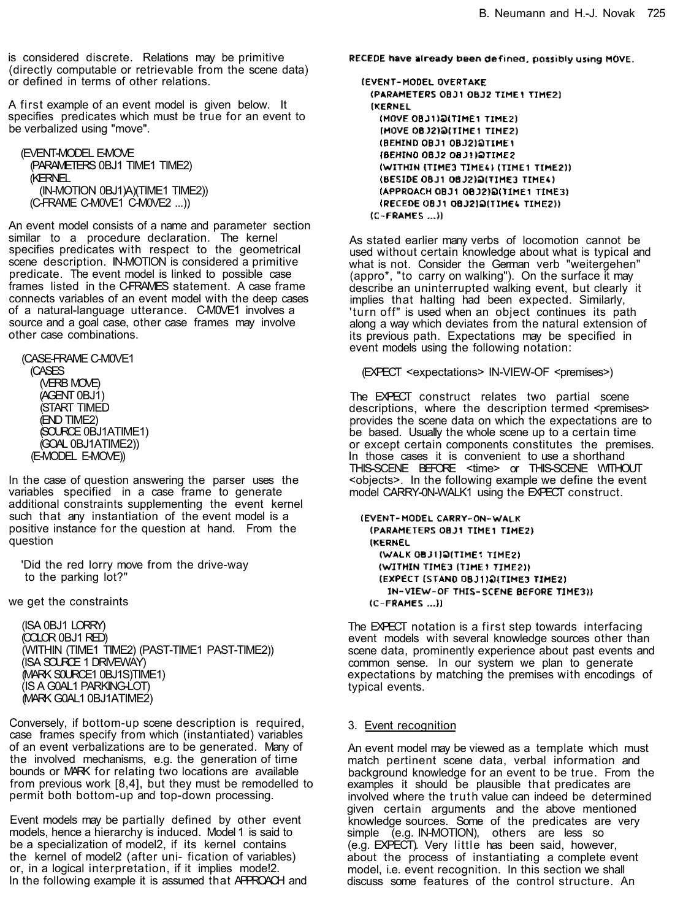is considered discrete. Relations may be primitive (directly computable or retrievable from the scene data) or defined in terms of other relations.

A first example of an event model is given below. It specifies predicates which must be true for an event to be verbalized using "move".

```
(EVENT-MODEL E-MOVE
  (PARAMETERS 0BJ1 TIME1 TIME2)
  (KERNEL
    (IN-MOTION 0BJ1)A)(TIME1 TIME2))
  (C-FRAME C-M0VE1 C-M0VE2 ...))
```

An event model consists of a name and parameter section similar to a procedure declaration. The kernel specifies predicates with respect to the geometrical scene description. IN-MOTION is considered a primitive predicate. The event model is linked to possible case frames listed in the C-FRAMES statement. A case frame connects variables of an event model with the deep cases of a natural-language utterance. C-M0VE1 involves a source and a goal case, other case frames may involve other case combinations.

```
(CASE-FRAME C-M0VE1
  (CASES
    (VERB MOVE)
    (AGENT 0BJ1)
    (START TIMED
    (END TIME2)
    (SOURCE 0BJ1ATIME1)
    (GOAL 0BJ1ATIME2))
  (E-MODEL E-MOVE))
```

In the case of question answering the parser uses the variables specified in a case frame to generate additional constraints supplementing the event kernel such that any instantiation of the event model is a positive instance for the question at hand. From the question

'Did the red lorry move from the drive-way to the parking lot?"

we get the constraints

```
(ISA 0BJ1 LORRY)
(COLOR 0BJ1 RED)
(WITHIN (TIME1 TIME2) (PAST-TIME1 PAST-TIME2))
(ISA SOURCE 1 DRIVEWAY)
(MARK S0URCE1 0BJ1S)TIME1)
(IS A G0AL1 PARKING-LOT)
(MARK G0AL1 0BJ1ATIME2)
```

Conversely, if bottom-up scene description is required, case frames specify from which (instantiated) variables of an event verbalizations are to be generated. Many of the involved mechanisms, e.g. the generation of time bounds or MARK for relating two locations are available from previous work [8,4], but they must be remodelled to permit both bottom-up and top-down processing.

Event models may be partially defined by other event models, hence a hierarchy is induced. Model 1 is said to be a specialization of model2, if its kernel contains the kernel of model2 (after uni- fication of variables) or, in a logical interpretation, if it implies mode!2. In the following example it is assumed that APPROACH and RECEDE have already been defined, possibly using MOVE.

```
(EVENT-MODEL OVERTAKE
  (PARAMETERS OBJ1 OBJ2 TIME1 TIME2)
  (KERNEL
    (MOVE OBJ1)@(TIME1 TIME2)
    (MOVE OBJ2)@(TIME1 TIME2)
    (BEHIND OBJ1 OBJ2)@TIME1
    (BEHIND OBJ2 OBJ1)@TIME2
    (WITHIN (TIME3 TIME4) (TIME1 TIME2))
    (BESIDE OBJ1 OBJ2)@(TIME3 TIME4)
    (APPROACH OBJ1 OBJ2)@(TIME1 TIME3)
    (RECEDE OBJ1 OBJ2)@(TIME4 TIME2))
  (C-FRAMES ...))
```

As stated earlier many verbs of locomotion cannot be used without certain knowledge about what is typical and what is not. Consider the German verb "weitergehen" (appro*, "to carry on walking"). On the surface it may describe an uninterrupted walking event, but clearly it implies that halting had been expected. Similarly, 'turn off" is used when an object continues its path along a way which deviates from the natural extension of its previous path. Expectations may be specified in event models using the following notation:

```
(EXPECT <expectations> IN-VIEW-OF <premises>)
```

The EXPECT construct relates two partial scene descriptions, where the description termed <premises> provides the scene data on which the expectations are to be based. Usually the whole scene up to a certain time or except certain components constitutes the premises. In those cases it is convenient to use a shorthand THIS-SCENE BEFORE <time> or THIS-SCENE WITHOUT <objects>. In the following example we define the event model CARRY-0N-WALK1 using the EXPECT construct.

```
(EVENT-MODEL CARRY-ON-WALK
  (PARAMETERS OBJ1 TIME1 TIME2)
  (KERNEL
    (WALK OBJ1)@(TIME1 TIME2)
    (WITHIN TIME3 (TIME1 TIME2))
    (EXPECT (STAND OBJ1)@(TIME3 TIME2)
      IN-VIEW-OF THIS-SCENE BEFORE TIME3))
  (C-FRAMES ...))
```

The EXPECT notation is a first step towards interfacing event models with several knowledge sources other than scene data, prominently experience about past events and common sense. In our system we plan to generate expectations by matching the premises with encodings of typical events.

## 3. Event recognition

An event model may be viewed as a template which must match pertinent scene data, verbal information and background knowledge for an event to be true. From the examples it should be plausible that predicates are involved where the truth value can indeed be determined given certain arguments and the above mentioned knowledge sources. Some of the predicates are very simple (e.g. IN-MOTION), others are less so (e.g. EXPECT). Very little has been said, however, about the process of instantiating a complete event model, i.e. event recognition. In this section we shall discuss some features of the control structure. An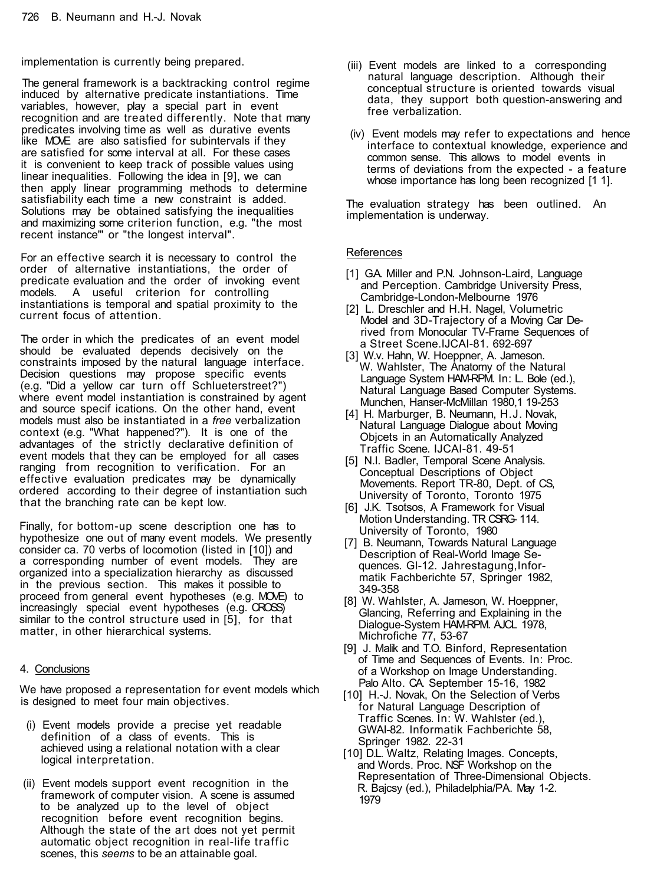implementation is currently being prepared.

The general framework is a backtracking control regime induced by alternative predicate instantiations. Time variables, however, play a special part in event recognition and are treated differently. Note that many predicates involving time as well as durative events like MOVE are also satisfied for subintervals if they are satisfied for some interval at all. For these cases it is convenient to keep track of possible values using linear inequalities. Following the idea in [9], we can then apply linear programming methods to determine satisfiability each time a new constraint is added. Solutions may be obtained satisfying the inequalities and maximizing some criterion function, e.g. "the most recent instance"' or "the longest interval".

For an effective search it is necessary to control the order of alternative instantiations, the order of predicate evaluation and the order of invoking event models. A useful criterion for controlling instantiations is temporal and spatial proximity to the current focus of attention.

The order in which the predicates of an event model should be evaluated depends decisively on the constraints imposed by the natural language interface. Decision questions may propose specific events (e.g. "Did a yellow car turn off Schlueterstreet?") where event model instantiation is constrained by agent and source specif ications. On the other hand, event models must also be instantiated in a *free* verbalization context (e.g. "What happened?"). It is one of the advantages of the strictly declarative definition of event models that they can be employed for all cases ranging from recognition to verification. For an effective evaluation predicates may be dynamically ordered according to their degree of instantiation such that the branching rate can be kept low.

Finally, for bottom-up scene description one has to hypothesize one out of many event models. We presently consider ca. 70 verbs of locomotion (listed in [10]) and a corresponding number of event models. They are organized into a specialization hierarchy as discussed in the previous section. This makes it possible to proceed from general event hypotheses (e.g. MOVE) to increasingly special event hypotheses (e.g. CROSS) similar to the control structure used in [5], for that matter, in other hierarchical systems.

## 4. Conclusions

We have proposed a representation for event models which is designed to meet four main objectives.

(i) Event models provide a precise yet readable definition of a class of events. This is achieved using a relational notation with a clear logical interpretation.

(ii) Event models support event recognition in the framework of computer vision. A scene is assumed to be analyzed up to the level of object recognition before event recognition begins. Although the state of the art does not yet permit automatic object recognition in real-life traffic scenes, this *seems* to be an attainable goal.

(iii) Event models are linked to a corresponding natural language description. Although their conceptual structure is oriented towards visual data, they support both question-answering and free verbalization.

(iv) Event models may refer to expectations and hence interface to contextual knowledge, experience and common sense. This allows to model events in terms of deviations from the expected - a feature whose importance has long been recognized [1 1].

The evaluation strategy has been outlined. An implementation is underway.

## References

[1] GA. Miller and P.N. Johnson-Laird, Language and Perception. Cambridge University Press, Cambridge-London-Melbourne 1976

[2] L. Dreschler and H.H. Nagel, Volumetric Model and 3D-Trajectory of a Moving Car Derived from Monocular TV-Frame Sequences of a Street Scene.IJCAI-81. 692-697

[3] W.v. Hahn, W. Hoeppner, A. Jameson. W. Wahlster, The Anatomy of the Natural Language System HAM-RPM. In: L. Bole (ed.), Natural Language Based Computer Systems. Munchen, Hanser-McMillan 1980,1 19-253

[4] H. Marburger, B. Neumann, H.J. Novak, Natural Language Dialogue about Moving Objcets in an Automatically Analyzed Traffic Scene. IJCAI-81. 49-51

[5] N.I. Badler, Temporal Scene Analysis. Conceptual Descriptions of Object Movements. Report TR-80, Dept. of CS, University of Toronto, Toronto 1975

[6] J.K. Tsotsos, A Framework for Visual Motion Understanding. TR CSRG- 114. University of Toronto, 1980

[7] B. Neumann, Towards Natural Language Description of Real-World Image Sequences. GI-12. Jahrestagung,Informatik Fachberichte 57, Springer 1982, 349-358

[8] W. Wahlster, A. Jameson, W. Hoeppner, Glancing, Referring and Explaining in the Dialogue-System HAM-RPM. AJCL 1978, Michrofiche 77, 53-67

[9] J. Malik and T.O. Binford, Representation of Time and Sequences of Events. In: Proc. of a Workshop on Image Understanding. Palo Alto. CA. September 15-16, 1982

[10] H.-J. Novak, On the Selection of Verbs for Natural Language Description of Traffic Scenes. In: W. Wahlster (ed.), GWAI-82. Informatik Fachberichte 58, Springer 1982. 22-31

[10] D.L. Waltz, Relating Images. Concepts, and Words. Proc. NSF Workshop on the Representation of Three-Dimensional Objects. R. Bajcsy (ed.), Philadelphia/PA. May 1-2. 1979